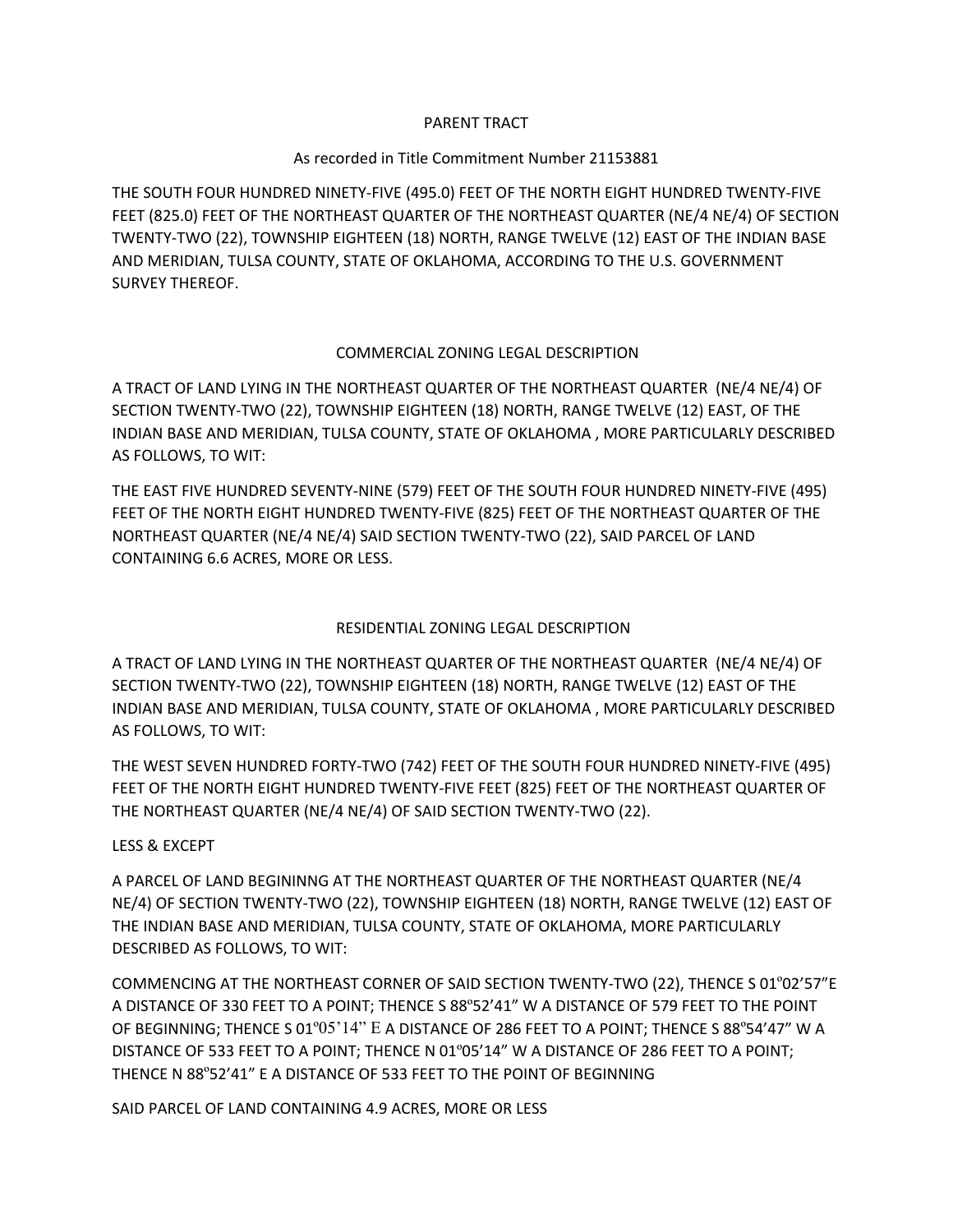## PARENT TRACT

As recorded in Title Commitment Number 21153881

THE SOUTH FOUR HUNDRED NINETY-FIVE (495.0) FEET OF THE NORTH EIGHT HUNDRED TWENTY-FIVE FEET (825.0) FEET OF THE NORTHEAST QUARTER OF THE NORTHEAST QUARTER (NE/4 NE/4) OF SECTION TWENTY-TWO (22), TOWNSHIP EIGHTEEN (18) NORTH, RANGE TWELVE (12) EAST OF THE INDIAN BASE AND MERIDIAN, TULSA COUNTY, STATE OF OKLAHOMA, ACCORDING TO THE U.S. GOVERNMENT SURVEY THEREOF.

## COMMERCIAL ZONING LEGAL DESCRIPTION

A TRACT OF LAND LYING IN THE NORTHEAST QUARTER OF THE NORTHEAST QUARTER (NE/4 NE/4) OF SECTION TWENTY-TWO (22), TOWNSHIP EIGHTEEN (18) NORTH, RANGE TWELVE (12) EAST, OF THE INDIAN BASE AND MERIDIAN, TULSA COUNTY, STATE OF OKLAHOMA , MORE PARTICULARLY DESCRIBED AS FOLLOWS, TO WIT:

THE EAST FIVE HUNDRED SEVENTY-NINE (579) FEET OF THE SOUTH FOUR HUNDRED NINETY-FIVE (495) FEET OF THE NORTH EIGHT HUNDRED TWENTY-FIVE (825) FEET OF THE NORTHEAST QUARTER OF THE NORTHEAST QUARTER (NE/4 NE/4) SAID SECTION TWENTY-TWO (22), SAID PARCEL OF LAND CONTAINING 6.6 ACRES, MORE OR LESS.

## RESIDENTIAL ZONING LEGAL DESCRIPTION

A TRACT OF LAND LYING IN THE NORTHEAST QUARTER OF THE NORTHEAST QUARTER (NE/4 NE/4) OF SECTION TWENTY-TWO (22), TOWNSHIP EIGHTEEN (18) NORTH, RANGE TWELVE (12) EAST OF THE INDIAN BASE AND MERIDIAN, TULSA COUNTY, STATE OF OKLAHOMA , MORE PARTICULARLY DESCRIBED AS FOLLOWS, TO WIT:

THE WEST SEVEN HUNDRED FORTY-TWO (742) FEET OF THE SOUTH FOUR HUNDRED NINETY-FIVE (495) FEET OF THE NORTH EIGHT HUNDRED TWENTY-FIVE FEET (825) FEET OF THE NORTHEAST QUARTER OF THE NORTHEAST QUARTER (NE/4 NE/4) OF SAID SECTION TWENTY-TWO (22).

LESS & EXCEPT

A PARCEL OF LAND BEGININNG AT THE NORTHEAST QUARTER OF THE NORTHEAST QUARTER (NE/4 NE/4) OF SECTION TWENTY-TWO (22), TOWNSHIP EIGHTEEN (18) NORTH, RANGE TWELVE (12) EAST OF THE INDIAN BASE AND MERIDIAN, TULSA COUNTY, STATE OF OKLAHOMA, MORE PARTICULARLY DESCRIBED AS FOLLOWS, TO WIT:

COMMENCING AT THE NORTHEAST CORNER OF SAID SECTION TWENTY-TWO (22), THENCE S 01º02’57”E A DISTANCE OF 330 FEET TO A POINT; THENCE S 88º52’41” W A DISTANCE OF 579 FEET TO THE POINT OF BEGINNING; THENCE S 01º05’14” E A DISTANCE OF 286 FEET TO A POINT; THENCE S 88º54’47” W A DISTANCE OF 533 FEET TO A POINT; THENCE N 01º05’14” W A DISTANCE OF 286 FEET TO A POINT; THENCE N 88º52’41” E A DISTANCE OF 533 FEET TO THE POINT OF BEGINNING

SAID PARCEL OF LAND CONTAINING 4.9 ACRES, MORE OR LESS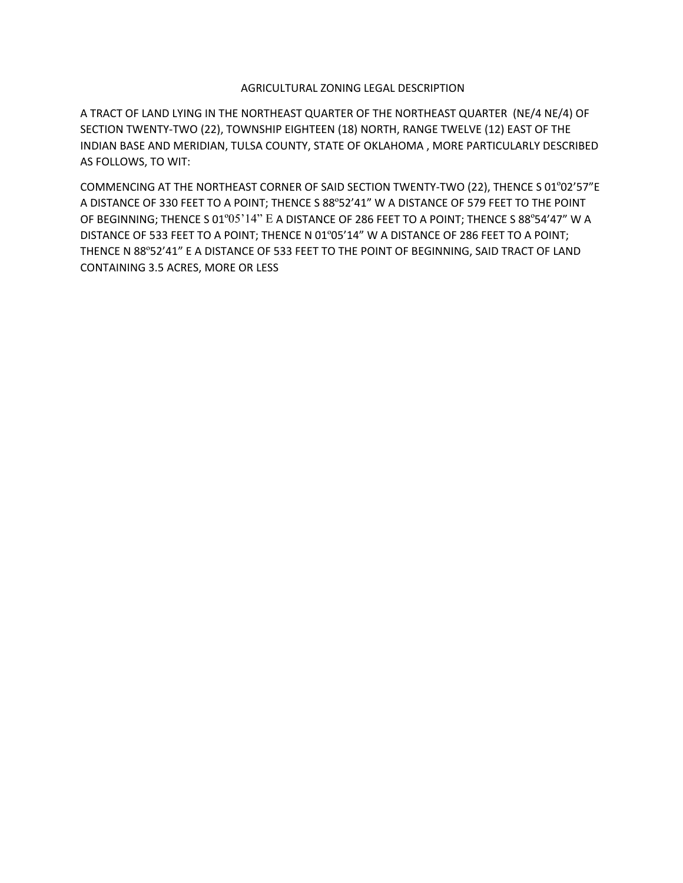# AGRICULTURAL ZONING LEGAL DESCRIPTION

A TRACT OF LAND LYING IN THE NORTHEAST QUARTER OF THE NORTHEAST QUARTER (NE/4 NE/4) OF SECTION TWENTY-TWO (22), TOWNSHIP EIGHTEEN (18) NORTH, RANGE TWELVE (12) EAST OF THE INDIAN BASE AND MERIDIAN, TULSA COUNTY, STATE OF OKLAHOMA , MORE PARTICULARLY DESCRIBED AS FOLLOWS, TO WIT:

COMMENCING AT THE NORTHEAST CORNER OF SAID SECTION TWENTY-TWO (22), THENCE S 01º02'57"E A DISTANCE OF 330 FEET TO A POINT; THENCE S 88º52'41" W A DISTANCE OF 579 FEET TO THE POINT OF BEGINNING; THENCE S 01º05'14" E A DISTANCE OF 286 FEET TO A POINT; THENCE S 88º54'47" W A DISTANCE OF 533 FEET TO A POINT; THENCE N 01º05'14" W A DISTANCE OF 286 FEET TO A POINT; THENCE N 88º52'41" E A DISTANCE OF 533 FEET TO THE POINT OF BEGINNING, SAID TRACT OF LAND CONTAINING 3.5 ACRES, MORE OR LESS